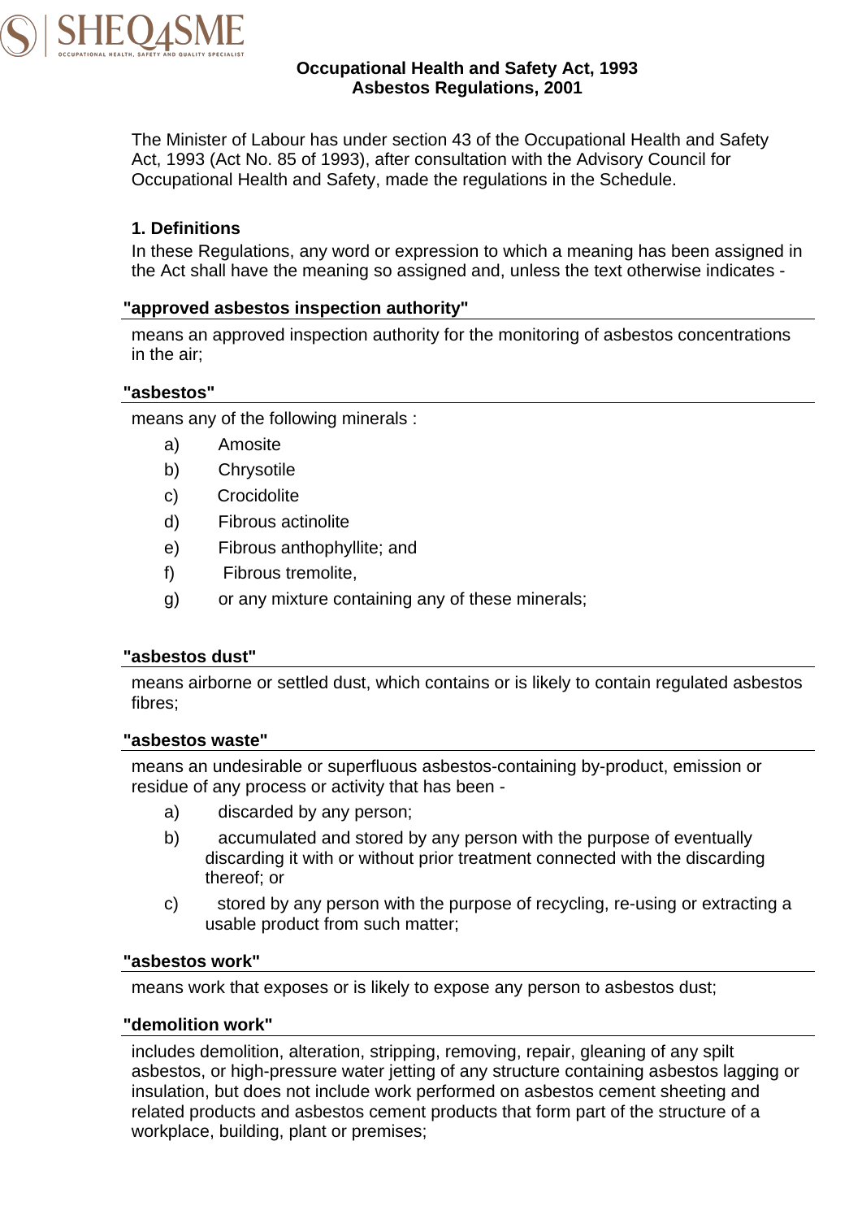# Occupational Health and Safety Act, 1993
## Asbestos Regulations, 2001

The Minister of Labour has under section 43 of the Occupational Health and Safety Act, 1993 (Act No. 85 of 1993), after consultation with the Advisory Council for Occupational Health and Safety, made the regulations in the Schedule.

### 1. Definitions

In these Regulations, any word or expression to which a meaning has been assigned in the Act shall have the meaning so assigned and, unless the text otherwise indicates -

**"approved asbestos inspection authority"**

means an approved inspection authority for the monitoring of asbestos concentrations in the air;

**"asbestos"**

means any of the following minerals :

a) Amosite
b) Chrysotile
c) Crocidolite
d) Fibrous actinolite
e) Fibrous anthophyllite; and
f) Fibrous tremolite,
g) or any mixture containing any of these minerals;

**"asbestos dust"**

means airborne or settled dust, which contains or is likely to contain regulated asbestos fibres;

**"asbestos waste"**

means an undesirable or superfluous asbestos-containing by-product, emission or residue of any process or activity that has been -

a) discarded by any person;
b) accumulated and stored by any person with the purpose of eventually discarding it with or without prior treatment connected with the discarding thereof; or
c) stored by any person with the purpose of recycling, re-using or extracting a usable product from such matter;

**"asbestos work"**

means work that exposes or is likely to expose any person to asbestos dust;

**"demolition work"**

includes demolition, alteration, stripping, removing, repair, gleaning of any spilt asbestos, or high-pressure water jetting of any structure containing asbestos lagging or insulation, but does not include work performed on asbestos cement sheeting and related products and asbestos cement products that form part of the structure of a workplace, building, plant or premises;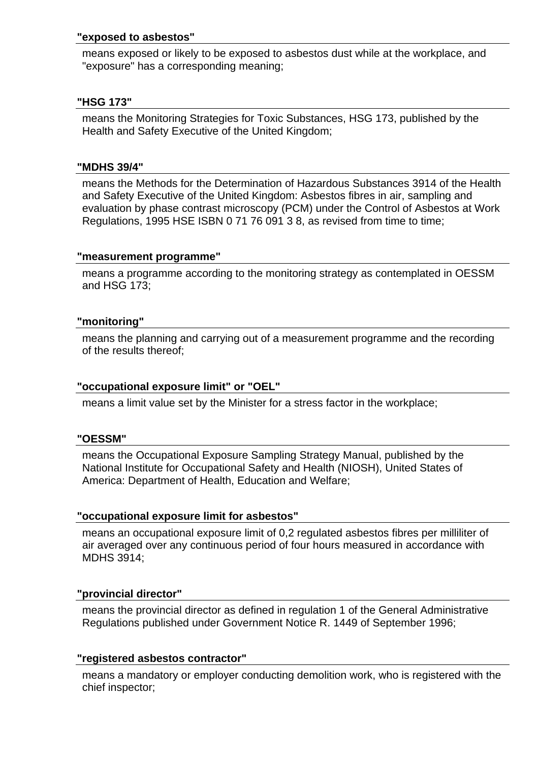**"exposed to asbestos"**

means exposed or likely to be exposed to asbestos dust while at the workplace, and "exposure" has a corresponding meaning;

**"HSG 173"**

means the Monitoring Strategies for Toxic Substances, HSG 173, published by the Health and Safety Executive of the United Kingdom;

**"MDHS 39/4"**

means the Methods for the Determination of Hazardous Substances 3914 of the Health and Safety Executive of the United Kingdom: Asbestos fibres in air, sampling and evaluation by phase contrast microscopy (PCM) under the Control of Asbestos at Work Regulations, 1995 HSE ISBN 0 71 76 091 3 8, as revised from time to time;

**"measurement programme"**

means a programme according to the monitoring strategy as contemplated in OESSM and HSG 173;

**"monitoring"**

means the planning and carrying out of a measurement programme and the recording of the results thereof;

**"occupational exposure limit" or "OEL"**

means a limit value set by the Minister for a stress factor in the workplace;

**"OESSM"**

means the Occupational Exposure Sampling Strategy Manual, published by the National Institute for Occupational Safety and Health (NIOSH), United States of America: Department of Health, Education and Welfare;

**"occupational exposure limit for asbestos"**

means an occupational exposure limit of 0,2 regulated asbestos fibres per milliliter of air averaged over any continuous period of four hours measured in accordance with MDHS 3914;

**"provincial director"**

means the provincial director as defined in regulation 1 of the General Administrative Regulations published under Government Notice R. 1449 of September 1996;

**"registered asbestos contractor"**

means a mandatory or employer conducting demolition work, who is registered with the chief inspector;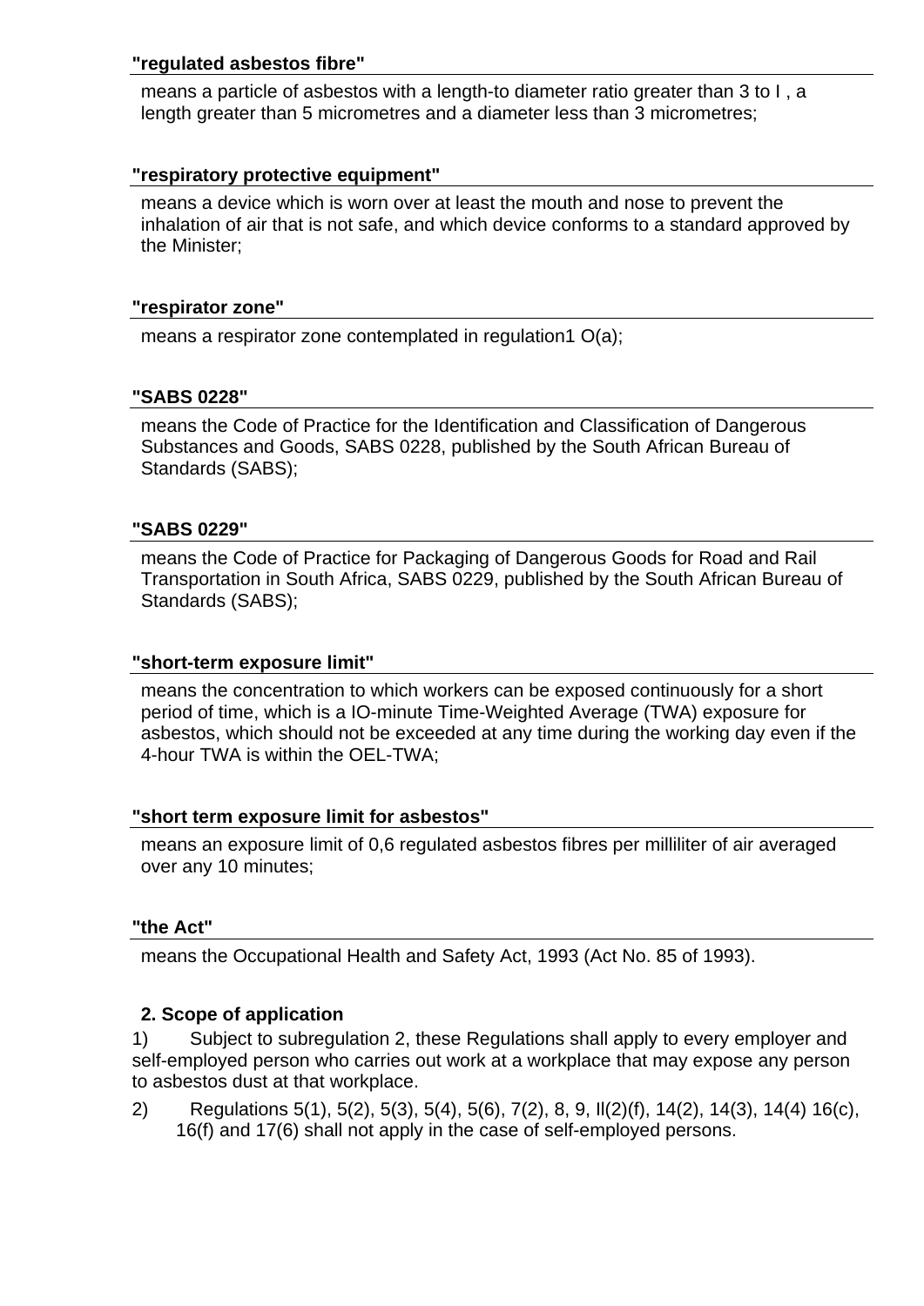**"regulated asbestos fibre"**

means a particle of asbestos with a length-to diameter ratio greater than 3 to I , a length greater than 5 micrometres and a diameter less than 3 micrometres;

**"respiratory protective equipment"**

means a device which is worn over at least the mouth and nose to prevent the inhalation of air that is not safe, and which device conforms to a standard approved by the Minister;

**"respirator zone"**

means a respirator zone contemplated in regulation1 O(a);

**"SABS 0228"**

means the Code of Practice for the Identification and Classification of Dangerous Substances and Goods, SABS 0228, published by the South African Bureau of Standards (SABS);

**"SABS 0229"**

means the Code of Practice for Packaging of Dangerous Goods for Road and Rail Transportation in South Africa, SABS 0229, published by the South African Bureau of Standards (SABS);

**"short-term exposure limit"**

means the concentration to which workers can be exposed continuously for a short period of time, which is a IO-minute Time-Weighted Average (TWA) exposure for asbestos, which should not be exceeded at any time during the working day even if the 4-hour TWA is within the OEL-TWA;

**"short term exposure limit for asbestos"**

means an exposure limit of 0,6 regulated asbestos fibres per milliliter of air averaged over any 10 minutes;

**"the Act"**

means the Occupational Health and Safety Act, 1993 (Act No. 85 of 1993).

**2. Scope of application**

1) Subject to subregulation 2, these Regulations shall apply to every employer and self-employed person who carries out work at a workplace that may expose any person to asbestos dust at that workplace.

2) Regulations 5(1), 5(2), 5(3), 5(4), 5(6), 7(2), 8, 9, Il(2)(f), 14(2), 14(3), 14(4) 16(c), 16(f) and 17(6) shall not apply in the case of self-employed persons.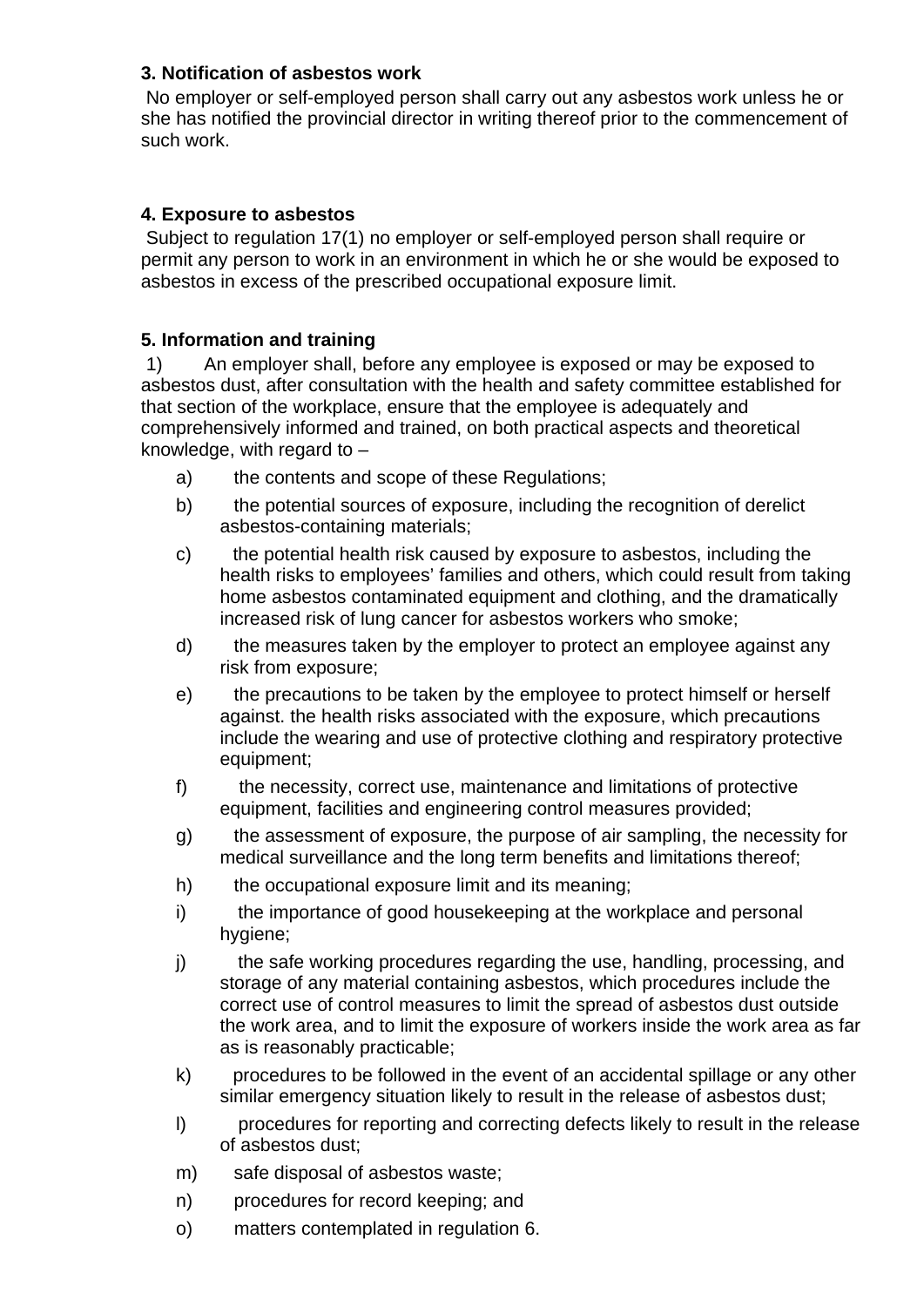**3. Notification of asbestos work**

No employer or self-employed person shall carry out any asbestos work unless he or she has notified the provincial director in writing thereof prior to the commencement of such work.

**4. Exposure to asbestos**

Subject to regulation 17(1) no employer or self-employed person shall require or permit any person to work in an environment in which he or she would be exposed to asbestos in excess of the prescribed occupational exposure limit.

**5. Information and training**

1) An employer shall, before any employee is exposed or may be exposed to asbestos dust, after consultation with the health and safety committee established for that section of the workplace, ensure that the employee is adequately and comprehensively informed and trained, on both practical aspects and theoretical knowledge, with regard to –

- a) the contents and scope of these Regulations;
- b) the potential sources of exposure, including the recognition of derelict asbestos-containing materials;
- c) the potential health risk caused by exposure to asbestos, including the health risks to employees' families and others, which could result from taking home asbestos contaminated equipment and clothing, and the dramatically increased risk of lung cancer for asbestos workers who smoke;
- d) the measures taken by the employer to protect an employee against any risk from exposure;
- e) the precautions to be taken by the employee to protect himself or herself against. the health risks associated with the exposure, which precautions include the wearing and use of protective clothing and respiratory protective equipment;
- f) the necessity, correct use, maintenance and limitations of protective equipment, facilities and engineering control measures provided;
- g) the assessment of exposure, the purpose of air sampling, the necessity for medical surveillance and the long term benefits and limitations thereof;
- h) the occupational exposure limit and its meaning;
- i) the importance of good housekeeping at the workplace and personal hygiene;
- j) the safe working procedures regarding the use, handling, processing, and storage of any material containing asbestos, which procedures include the correct use of control measures to limit the spread of asbestos dust outside the work area, and to limit the exposure of workers inside the work area as far as is reasonably practicable;
- k) procedures to be followed in the event of an accidental spillage or any other similar emergency situation likely to result in the release of asbestos dust;
- l) procedures for reporting and correcting defects likely to result in the release of asbestos dust;
- m) safe disposal of asbestos waste;
- n) procedures for record keeping; and
- o) matters contemplated in regulation 6.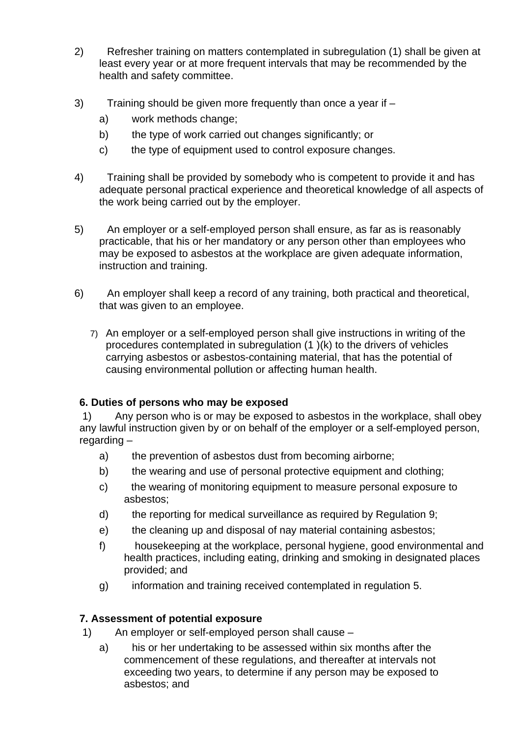2) Refresher training on matters contemplated in subregulation (1) shall be given at least every year or at more frequent intervals that may be recommended by the health and safety committee.

3) Training should be given more frequently than once a year if –

a) work methods change;

b) the type of work carried out changes significantly; or

c) the type of equipment used to control exposure changes.

4) Training shall be provided by somebody who is competent to provide it and has adequate personal practical experience and theoretical knowledge of all aspects of the work being carried out by the employer.

5) An employer or a self-employed person shall ensure, as far as is reasonably practicable, that his or her mandatory or any person other than employees who may be exposed to asbestos at the workplace are given adequate information, instruction and training.

6) An employer shall keep a record of any training, both practical and theoretical, that was given to an employee.

7) An employer or a self-employed person shall give instructions in writing of the procedures contemplated in subregulation (1 )(k) to the drivers of vehicles carrying asbestos or asbestos-containing material, that has the potential of causing environmental pollution or affecting human health.

**6. Duties of persons who may be exposed**

1) Any person who is or may be exposed to asbestos in the workplace, shall obey any lawful instruction given by or on behalf of the employer or a self-employed person, regarding –

a) the prevention of asbestos dust from becoming airborne;

b) the wearing and use of personal protective equipment and clothing;

c) the wearing of monitoring equipment to measure personal exposure to asbestos;

d) the reporting for medical surveillance as required by Regulation 9;

e) the cleaning up and disposal of nay material containing asbestos;

f) housekeeping at the workplace, personal hygiene, good environmental and health practices, including eating, drinking and smoking in designated places provided; and

g) information and training received contemplated in regulation 5.

**7. Assessment of potential exposure**

1) An employer or self-employed person shall cause –

a) his or her undertaking to be assessed within six months after the commencement of these regulations, and thereafter at intervals not exceeding two years, to determine if any person may be exposed to asbestos; and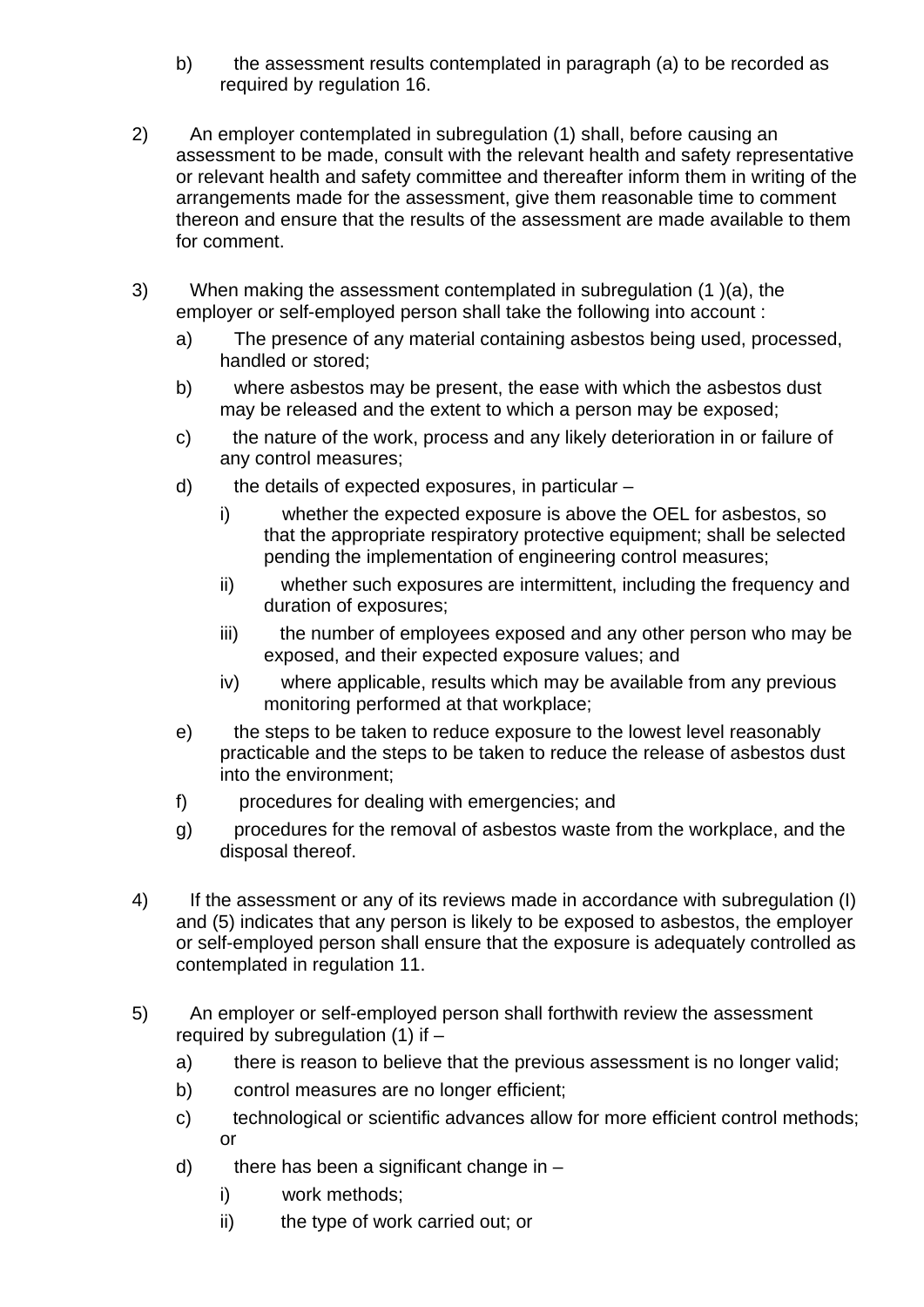b) the assessment results contemplated in paragraph (a) to be recorded as required by regulation 16.

2) An employer contemplated in subregulation (1) shall, before causing an assessment to be made, consult with the relevant health and safety representative or relevant health and safety committee and thereafter inform them in writing of the arrangements made for the assessment, give them reasonable time to comment thereon and ensure that the results of the assessment are made available to them for comment.

3) When making the assessment contemplated in subregulation (1 )(a), the employer or self-employed person shall take the following into account :

   a) The presence of any material containing asbestos being used, processed, handled or stored;

   b) where asbestos may be present, the ease with which the asbestos dust may be released and the extent to which a person may be exposed;

   c) the nature of the work, process and any likely deterioration in or failure of any control measures;

   d) the details of expected exposures, in particular –

      i) whether the expected exposure is above the OEL for asbestos, so that the appropriate respiratory protective equipment; shall be selected pending the implementation of engineering control measures;

      ii) whether such exposures are intermittent, including the frequency and duration of exposures;

      iii) the number of employees exposed and any other person who may be exposed, and their expected exposure values; and

      iv) where applicable, results which may be available from any previous monitoring performed at that workplace;

   e) the steps to be taken to reduce exposure to the lowest level reasonably practicable and the steps to be taken to reduce the release of asbestos dust into the environment;

   f) procedures for dealing with emergencies; and

   g) procedures for the removal of asbestos waste from the workplace, and the disposal thereof.

4) If the assessment or any of its reviews made in accordance with subregulation (I) and (5) indicates that any person is likely to be exposed to asbestos, the employer or self-employed person shall ensure that the exposure is adequately controlled as contemplated in regulation 11.

5) An employer or self-employed person shall forthwith review the assessment required by subregulation (1) if –

   a) there is reason to believe that the previous assessment is no longer valid;

   b) control measures are no longer efficient;

   c) technological or scientific advances allow for more efficient control methods; or

   d) there has been a significant change in –

      i) work methods;

      ii) the type of work carried out; or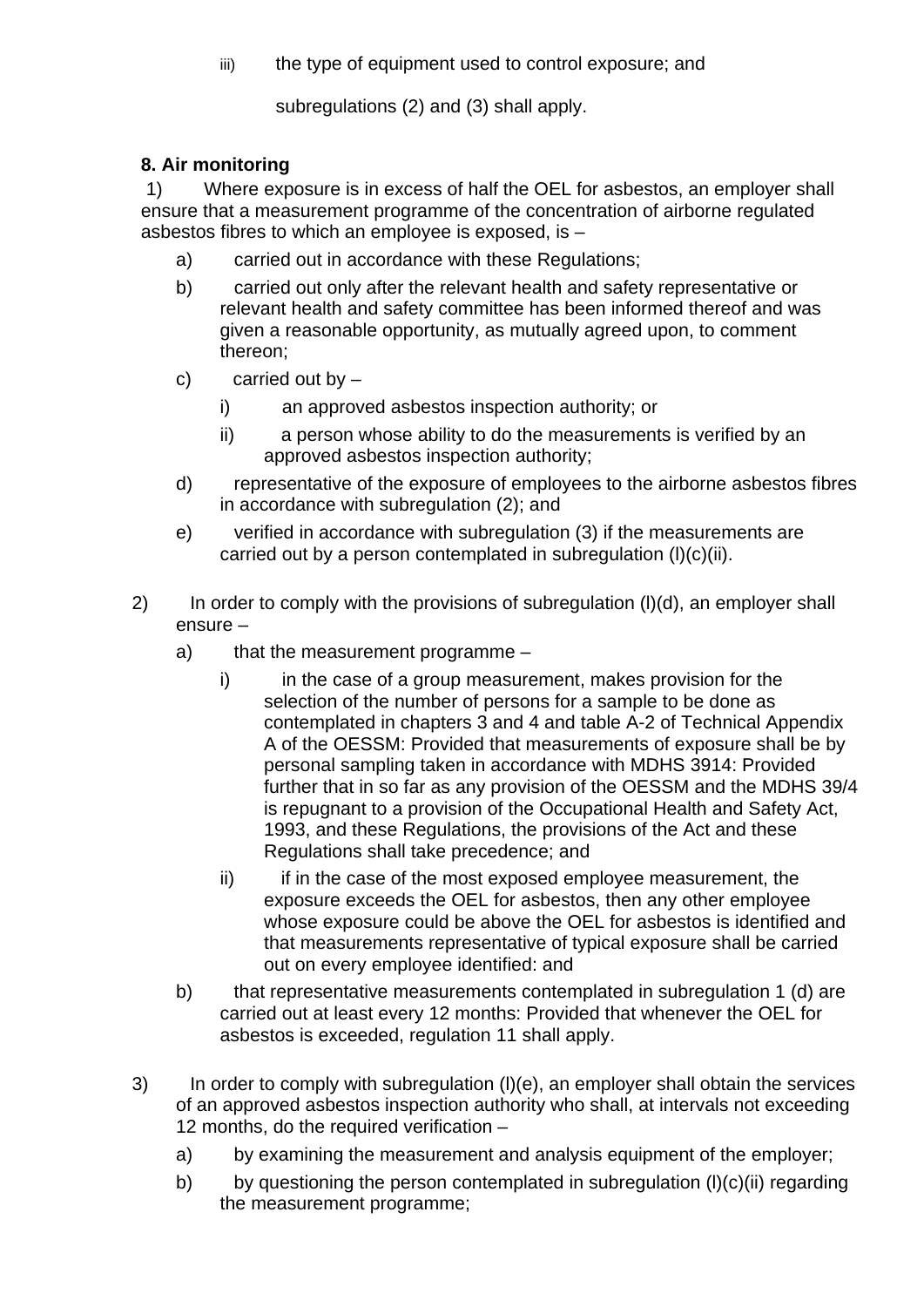iii) the type of equipment used to control exposure; and

subregulations (2) and (3) shall apply.

**8. Air monitoring**

1) Where exposure is in excess of half the OEL for asbestos, an employer shall ensure that a measurement programme of the concentration of airborne regulated asbestos fibres to which an employee is exposed, is –

a) carried out in accordance with these Regulations;

b) carried out only after the relevant health and safety representative or relevant health and safety committee has been informed thereof and was given a reasonable opportunity, as mutually agreed upon, to comment thereon;

c) carried out by –

i) an approved asbestos inspection authority; or

ii) a person whose ability to do the measurements is verified by an approved asbestos inspection authority;

d) representative of the exposure of employees to the airborne asbestos fibres in accordance with subregulation (2); and

e) verified in accordance with subregulation (3) if the measurements are carried out by a person contemplated in subregulation (l)(c)(ii).

2) In order to comply with the provisions of subregulation (l)(d), an employer shall ensure –

a) that the measurement programme –

i) in the case of a group measurement, makes provision for the selection of the number of persons for a sample to be done as contemplated in chapters 3 and 4 and table A-2 of Technical Appendix A of the OESSM: Provided that measurements of exposure shall be by personal sampling taken in accordance with MDHS 3914: Provided further that in so far as any provision of the OESSM and the MDHS 39/4 is repugnant to a provision of the Occupational Health and Safety Act, 1993, and these Regulations, the provisions of the Act and these Regulations shall take precedence; and

ii) if in the case of the most exposed employee measurement, the exposure exceeds the OEL for asbestos, then any other employee whose exposure could be above the OEL for asbestos is identified and that measurements representative of typical exposure shall be carried out on every employee identified: and

b) that representative measurements contemplated in subregulation 1 (d) are carried out at least every 12 months: Provided that whenever the OEL for asbestos is exceeded, regulation 11 shall apply.

3) In order to comply with subregulation (l)(e), an employer shall obtain the services of an approved asbestos inspection authority who shall, at intervals not exceeding 12 months, do the required verification –

a) by examining the measurement and analysis equipment of the employer;

b) by questioning the person contemplated in subregulation (l)(c)(ii) regarding the measurement programme;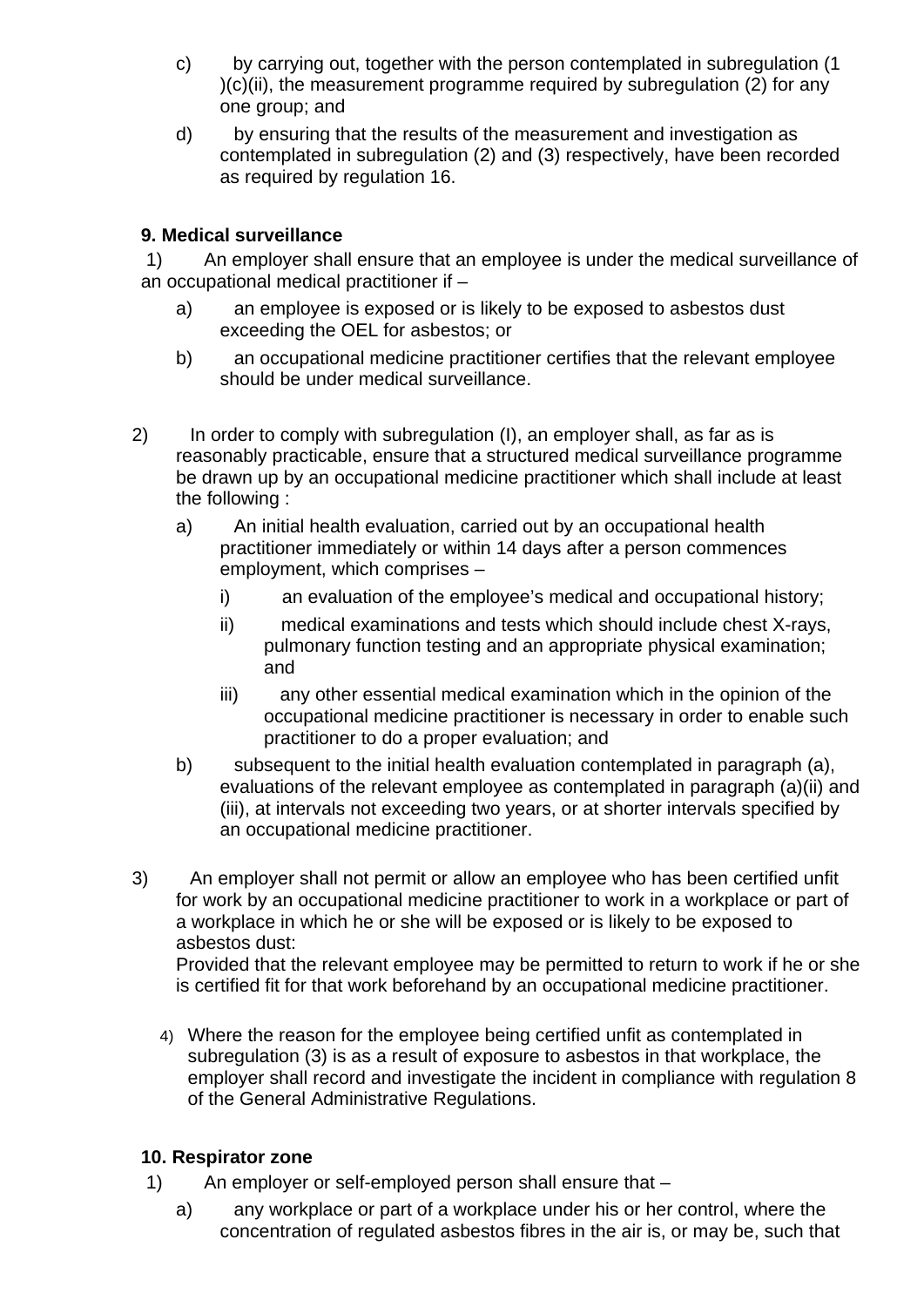c) by carrying out, together with the person contemplated in subregulation (1 )(c)(ii), the measurement programme required by subregulation (2) for any one group; and

d) by ensuring that the results of the measurement and investigation as contemplated in subregulation (2) and (3) respectively, have been recorded as required by regulation 16.

**9. Medical surveillance**

1) An employer shall ensure that an employee is under the medical surveillance of an occupational medical practitioner if –

a) an employee is exposed or is likely to be exposed to asbestos dust exceeding the OEL for asbestos; or

b) an occupational medicine practitioner certifies that the relevant employee should be under medical surveillance.

2) In order to comply with subregulation (I), an employer shall, as far as is reasonably practicable, ensure that a structured medical surveillance programme be drawn up by an occupational medicine practitioner which shall include at least the following :

a) An initial health evaluation, carried out by an occupational health practitioner immediately or within 14 days after a person commences employment, which comprises –

i) an evaluation of the employee's medical and occupational history;

ii) medical examinations and tests which should include chest X-rays, pulmonary function testing and an appropriate physical examination; and

iii) any other essential medical examination which in the opinion of the occupational medicine practitioner is necessary in order to enable such practitioner to do a proper evaluation; and

b) subsequent to the initial health evaluation contemplated in paragraph (a), evaluations of the relevant employee as contemplated in paragraph (a)(ii) and (iii), at intervals not exceeding two years, or at shorter intervals specified by an occupational medicine practitioner.

3) An employer shall not permit or allow an employee who has been certified unfit for work by an occupational medicine practitioner to work in a workplace or part of a workplace in which he or she will be exposed or is likely to be exposed to asbestos dust:
Provided that the relevant employee may be permitted to return to work if he or she is certified fit for that work beforehand by an occupational medicine practitioner.

4) Where the reason for the employee being certified unfit as contemplated in subregulation (3) is as a result of exposure to asbestos in that workplace, the employer shall record and investigate the incident in compliance with regulation 8 of the General Administrative Regulations.

**10. Respirator zone**

1) An employer or self-employed person shall ensure that –

a) any workplace or part of a workplace under his or her control, where the concentration of regulated asbestos fibres in the air is, or may be, such that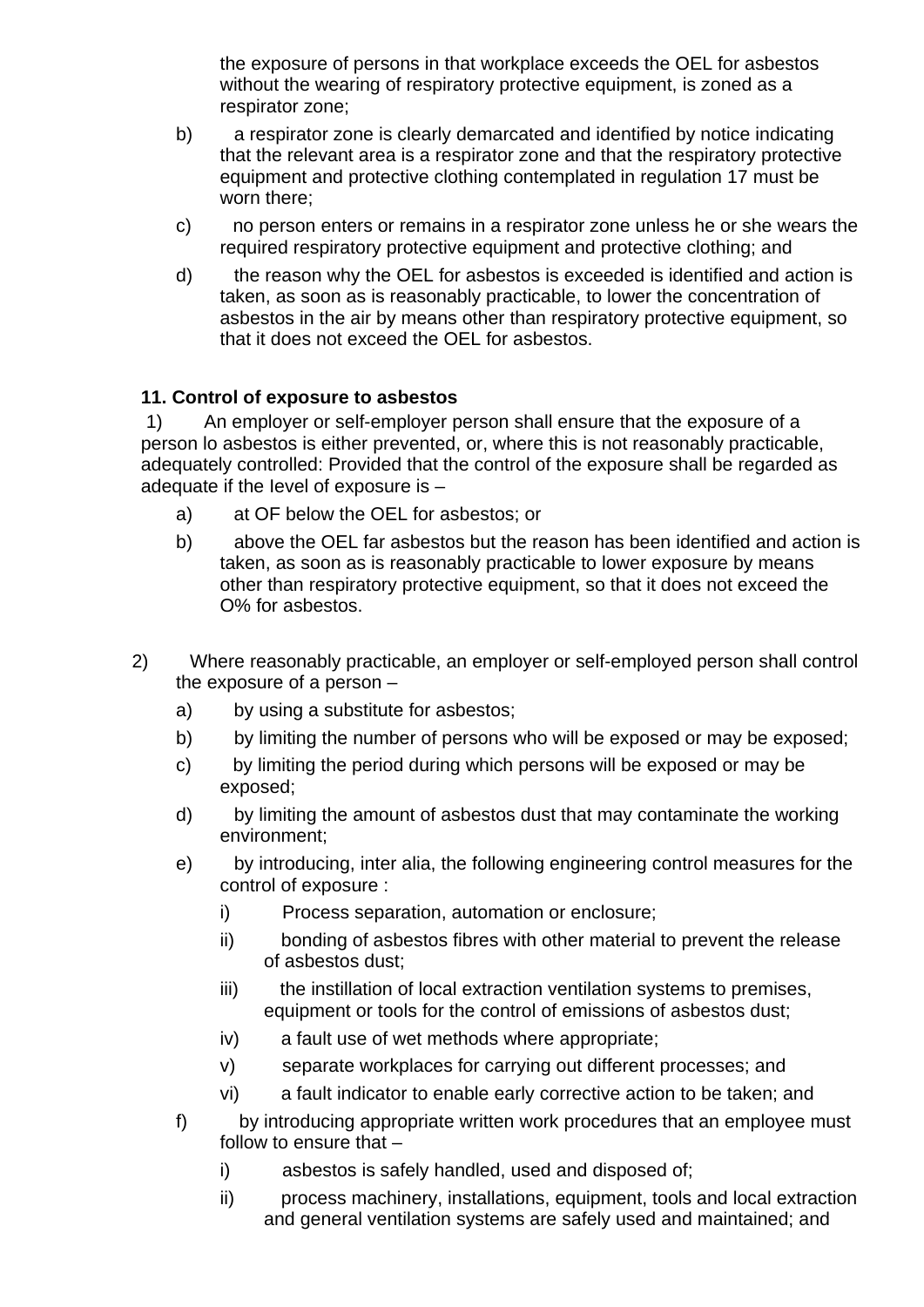the exposure of persons in that workplace exceeds the OEL for asbestos without the wearing of respiratory protective equipment, is zoned as a respirator zone;

b) a respirator zone is clearly demarcated and identified by notice indicating that the relevant area is a respirator zone and that the respiratory protective equipment and protective clothing contemplated in regulation 17 must be worn there;

c) no person enters or remains in a respirator zone unless he or she wears the required respiratory protective equipment and protective clothing; and

d) the reason why the OEL for asbestos is exceeded is identified and action is taken, as soon as is reasonably practicable, to lower the concentration of asbestos in the air by means other than respiratory protective equipment, so that it does not exceed the OEL for asbestos.

**11. Control of exposure to asbestos**

1) An employer or self-employer person shall ensure that the exposure of a person lo asbestos is either prevented, or, where this is not reasonably practicable, adequately controlled: Provided that the control of the exposure shall be regarded as adequate if the Ievel of exposure is –

a) at OF below the OEL for asbestos; or

b) above the OEL far asbestos but the reason has been identified and action is taken, as soon as is reasonably practicable to lower exposure by means other than respiratory protective equipment, so that it does not exceed the O% for asbestos.

2) Where reasonably practicable, an employer or self-employed person shall control the exposure of a person –

a) by using a substitute for asbestos;

b) by limiting the number of persons who will be exposed or may be exposed;

c) by limiting the period during which persons will be exposed or may be exposed;

d) by limiting the amount of asbestos dust that may contaminate the working environment;

e) by introducing, inter alia, the following engineering control measures for the control of exposure :

i) Process separation, automation or enclosure;

ii) bonding of asbestos fibres with other material to prevent the release of asbestos dust;

iii) the instillation of local extraction ventilation systems to premises, equipment or tools for the control of emissions of asbestos dust;

iv) a fault use of wet methods where appropriate;

v) separate workplaces for carrying out different processes; and

vi) a fault indicator to enable early corrective action to be taken; and

f) by introducing appropriate written work procedures that an employee must follow to ensure that –

i) asbestos is safely handled, used and disposed of;

ii) process machinery, installations, equipment, tools and local extraction and general ventilation systems are safely used and maintained; and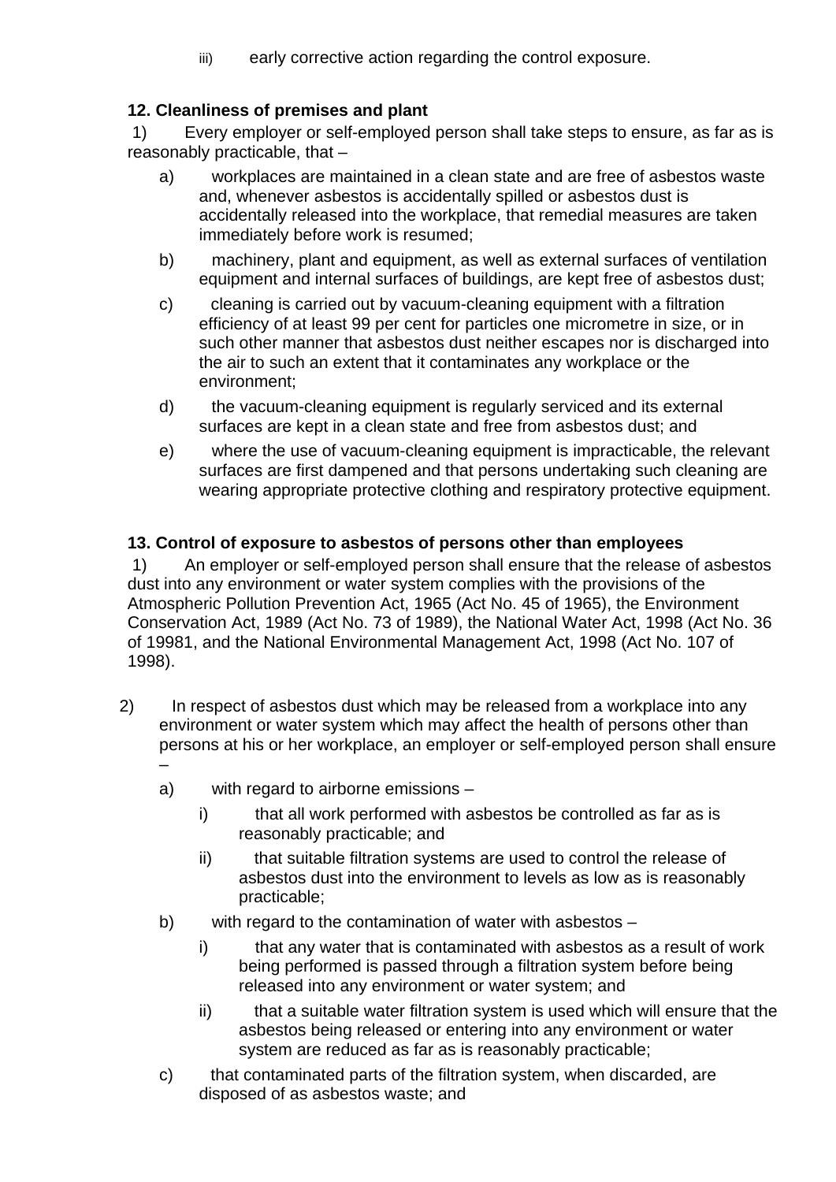iii) early corrective action regarding the control exposure.

**12. Cleanliness of premises and plant**

1) Every employer or self-employed person shall take steps to ensure, as far as is reasonably practicable, that –

a) workplaces are maintained in a clean state and are free of asbestos waste and, whenever asbestos is accidentally spilled or asbestos dust is accidentally released into the workplace, that remedial measures are taken immediately before work is resumed;

b) machinery, plant and equipment, as well as external surfaces of ventilation equipment and internal surfaces of buildings, are kept free of asbestos dust;

c) cleaning is carried out by vacuum-cleaning equipment with a filtration efficiency of at least 99 per cent for particles one micrometre in size, or in such other manner that asbestos dust neither escapes nor is discharged into the air to such an extent that it contaminates any workplace or the environment;

d) the vacuum-cleaning equipment is regularly serviced and its external surfaces are kept in a clean state and free from asbestos dust; and

e) where the use of vacuum-cleaning equipment is impracticable, the relevant surfaces are first dampened and that persons undertaking such cleaning are wearing appropriate protective clothing and respiratory protective equipment.

**13. Control of exposure to asbestos of persons other than employees**

1) An employer or self-employed person shall ensure that the release of asbestos dust into any environment or water system complies with the provisions of the Atmospheric Pollution Prevention Act, 1965 (Act No. 45 of 1965), the Environment Conservation Act, 1989 (Act No. 73 of 1989), the National Water Act, 1998 (Act No. 36 of 19981, and the National Environmental Management Act, 1998 (Act No. 107 of 1998).

2) In respect of asbestos dust which may be released from a workplace into any environment or water system which may affect the health of persons other than persons at his or her workplace, an employer or self-employed person shall ensure –

a) with regard to airborne emissions –

i) that all work performed with asbestos be controlled as far as is reasonably practicable; and

ii) that suitable filtration systems are used to control the release of asbestos dust into the environment to levels as low as is reasonably practicable;

b) with regard to the contamination of water with asbestos –

i) that any water that is contaminated with asbestos as a result of work being performed is passed through a filtration system before being released into any environment or water system; and

ii) that a suitable water filtration system is used which will ensure that the asbestos being released or entering into any environment or water system are reduced as far as is reasonably practicable;

c) that contaminated parts of the filtration system, when discarded, are disposed of as asbestos waste; and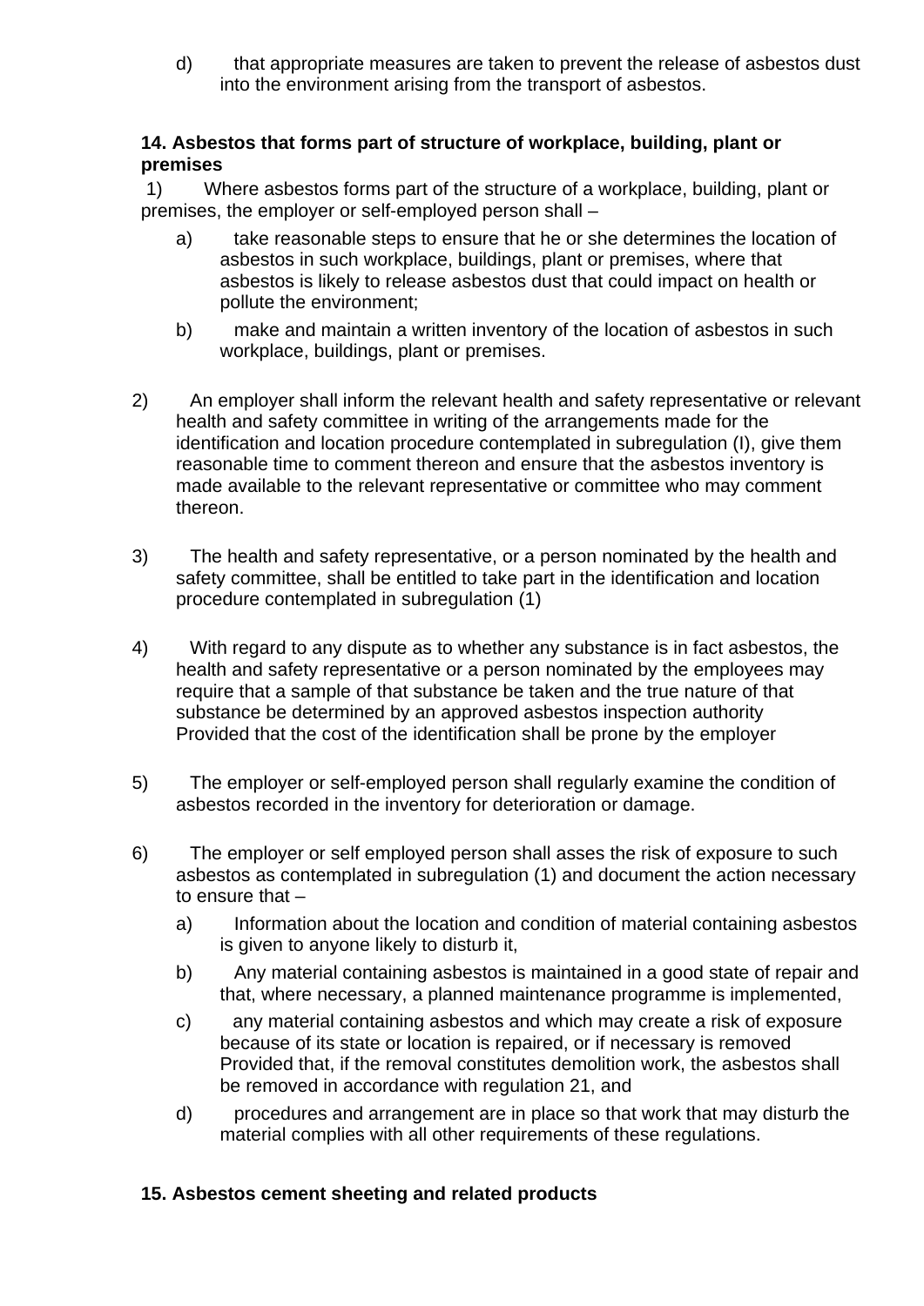d) that appropriate measures are taken to prevent the release of asbestos dust into the environment arising from the transport of asbestos.

**14. Asbestos that forms part of structure of workplace, building, plant or premises**

1) Where asbestos forms part of the structure of a workplace, building, plant or premises, the employer or self-employed person shall –

a) take reasonable steps to ensure that he or she determines the location of asbestos in such workplace, buildings, plant or premises, where that asbestos is likely to release asbestos dust that could impact on health or pollute the environment;

b) make and maintain a written inventory of the location of asbestos in such workplace, buildings, plant or premises.

2) An employer shall inform the relevant health and safety representative or relevant health and safety committee in writing of the arrangements made for the identification and location procedure contemplated in subregulation (I), give them reasonable time to comment thereon and ensure that the asbestos inventory is made available to the relevant representative or committee who may comment thereon.

3) The health and safety representative, or a person nominated by the health and safety committee, shall be entitled to take part in the identification and location procedure contemplated in subregulation (1)

4) With regard to any dispute as to whether any substance is in fact asbestos, the health and safety representative or a person nominated by the employees may require that a sample of that substance be taken and the true nature of that substance be determined by an approved asbestos inspection authority Provided that the cost of the identification shall be prone by the employer

5) The employer or self-employed person shall regularly examine the condition of asbestos recorded in the inventory for deterioration or damage.

6) The employer or self employed person shall asses the risk of exposure to such asbestos as contemplated in subregulation (1) and document the action necessary to ensure that –

a) Information about the location and condition of material containing asbestos is given to anyone likely to disturb it,

b) Any material containing asbestos is maintained in a good state of repair and that, where necessary, a planned maintenance programme is implemented,

c) any material containing asbestos and which may create a risk of exposure because of its state or location is repaired, or if necessary is removed Provided that, if the removal constitutes demolition work, the asbestos shall be removed in accordance with regulation 21, and

d) procedures and arrangement are in place so that work that may disturb the material complies with all other requirements of these regulations.

**15. Asbestos cement sheeting and related products**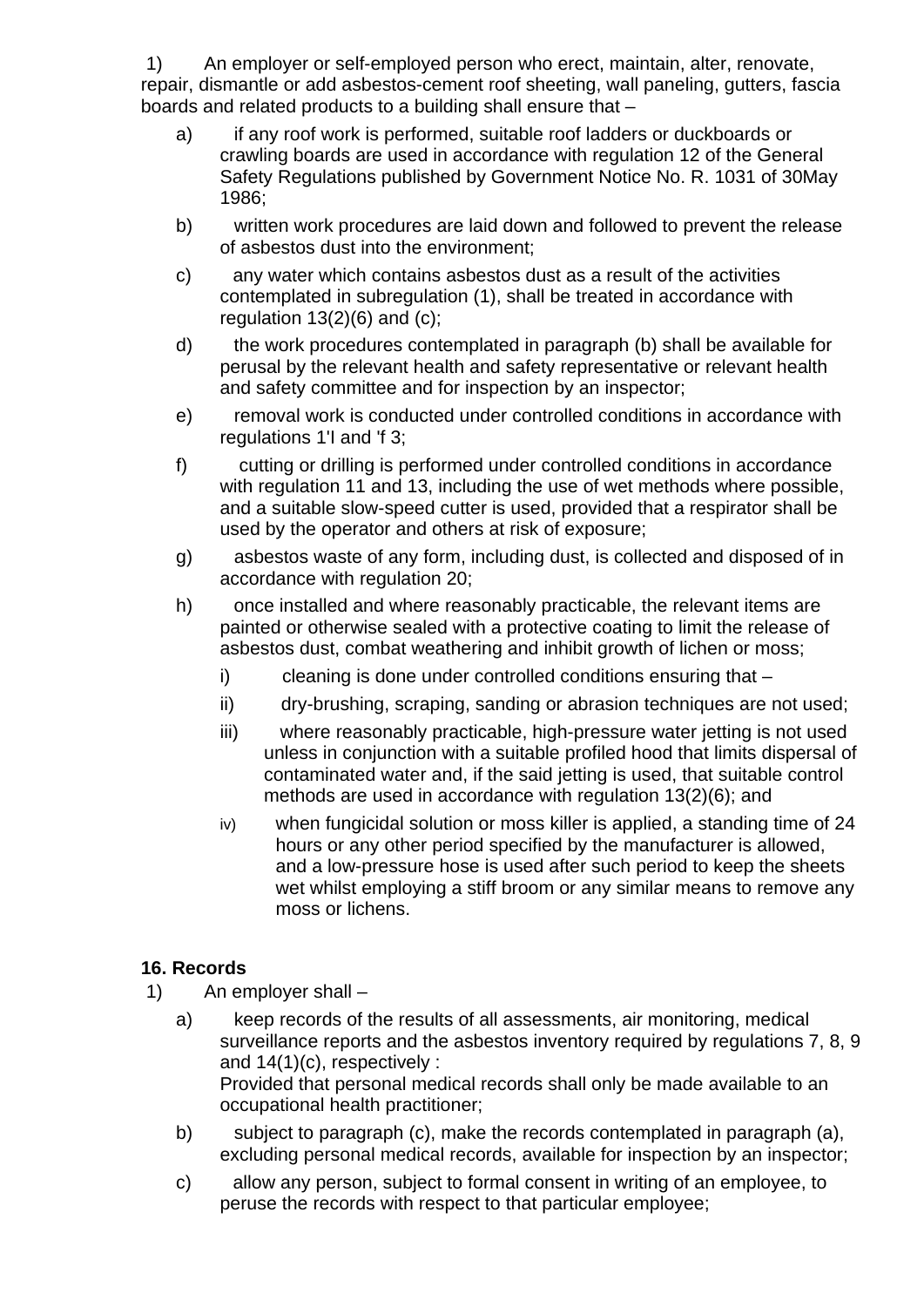1) An employer or self-employed person who erect, maintain, alter, renovate, repair, dismantle or add asbestos-cement roof sheeting, wall paneling, gutters, fascia boards and related products to a building shall ensure that –

a) if any roof work is performed, suitable roof ladders or duckboards or crawling boards are used in accordance with regulation 12 of the General Safety Regulations published by Government Notice No. R. 1031 of 30May 1986;

b) written work procedures are laid down and followed to prevent the release of asbestos dust into the environment;

c) any water which contains asbestos dust as a result of the activities contemplated in subregulation (1), shall be treated in accordance with regulation 13(2)(6) and (c);

d) the work procedures contemplated in paragraph (b) shall be available for perusal by the relevant health and safety representative or relevant health and safety committee and for inspection by an inspector;

e) removal work is conducted under controlled conditions in accordance with regulations 1'I and 'f 3;

f) cutting or drilling is performed under controlled conditions in accordance with regulation 11 and 13, including the use of wet methods where possible, and a suitable slow-speed cutter is used, provided that a respirator shall be used by the operator and others at risk of exposure;

g) asbestos waste of any form, including dust, is collected and disposed of in accordance with regulation 20;

h) once installed and where reasonably practicable, the relevant items are painted or otherwise sealed with a protective coating to limit the release of asbestos dust, combat weathering and inhibit growth of lichen or moss;

   i) cleaning is done under controlled conditions ensuring that –

   ii) dry-brushing, scraping, sanding or abrasion techniques are not used;

   iii) where reasonably practicable, high-pressure water jetting is not used unless in conjunction with a suitable profiled hood that limits dispersal of contaminated water and, if the said jetting is used, that suitable control methods are used in accordance with regulation 13(2)(6); and

   iv) when fungicidal solution or moss killer is applied, a standing time of 24 hours or any other period specified by the manufacturer is allowed, and a low-pressure hose is used after such period to keep the sheets wet whilst employing a stiff broom or any similar means to remove any moss or lichens.

**16. Records**

1) An employer shall –

a) keep records of the results of all assessments, air monitoring, medical surveillance reports and the asbestos inventory required by regulations 7, 8, 9 and 14(1)(c), respectively :
Provided that personal medical records shall only be made available to an occupational health practitioner;

b) subject to paragraph (c), make the records contemplated in paragraph (a), excluding personal medical records, available for inspection by an inspector;

c) allow any person, subject to formal consent in writing of an employee, to peruse the records with respect to that particular employee;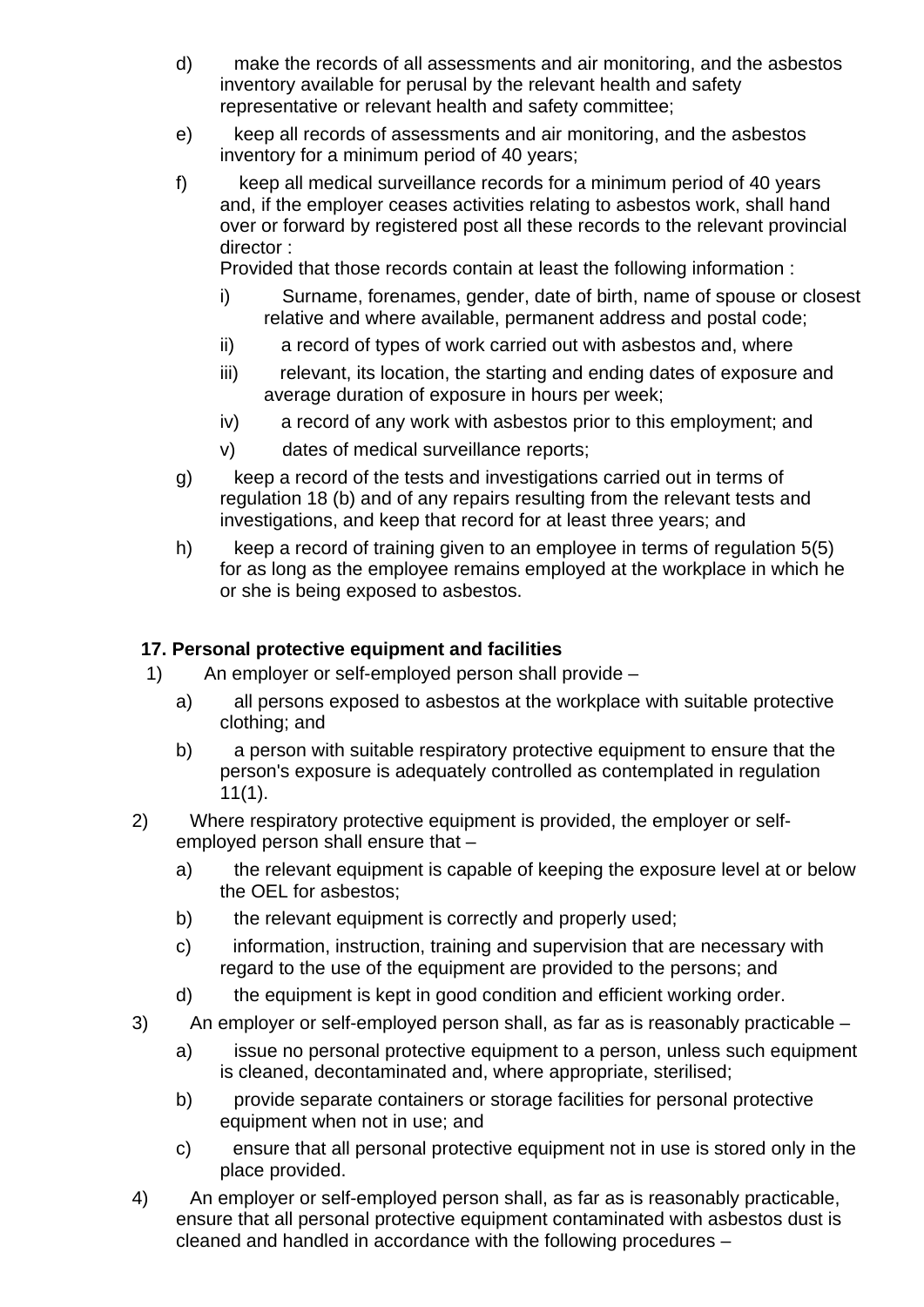d) make the records of all assessments and air monitoring, and the asbestos inventory available for perusal by the relevant health and safety representative or relevant health and safety committee;

e) keep all records of assessments and air monitoring, and the asbestos inventory for a minimum period of 40 years;

f) keep all medical surveillance records for a minimum period of 40 years and, if the employer ceases activities relating to asbestos work, shall hand over or forward by registered post all these records to the relevant provincial director :
Provided that those records contain at least the following information :

   i) Surname, forenames, gender, date of birth, name of spouse or closest relative and where available, permanent address and postal code;

   ii) a record of types of work carried out with asbestos and, where

   iii) relevant, its location, the starting and ending dates of exposure and average duration of exposure in hours per week;

   iv) a record of any work with asbestos prior to this employment; and

   v) dates of medical surveillance reports;

g) keep a record of the tests and investigations carried out in terms of regulation 18 (b) and of any repairs resulting from the relevant tests and investigations, and keep that record for at least three years; and

h) keep a record of training given to an employee in terms of regulation 5(5) for as long as the employee remains employed at the workplace in which he or she is being exposed to asbestos.

**17. Personal protective equipment and facilities**

1) An employer or self-employed person shall provide –

   a) all persons exposed to asbestos at the workplace with suitable protective clothing; and

   b) a person with suitable respiratory protective equipment to ensure that the person's exposure is adequately controlled as contemplated in regulation 11(1).

2) Where respiratory protective equipment is provided, the employer or self-employed person shall ensure that –

   a) the relevant equipment is capable of keeping the exposure level at or below the OEL for asbestos;

   b) the relevant equipment is correctly and properly used;

   c) information, instruction, training and supervision that are necessary with regard to the use of the equipment are provided to the persons; and

   d) the equipment is kept in good condition and efficient working order.

3) An employer or self-employed person shall, as far as is reasonably practicable –

   a) issue no personal protective equipment to a person, unless such equipment is cleaned, decontaminated and, where appropriate, sterilised;

   b) provide separate containers or storage facilities for personal protective equipment when not in use; and

   c) ensure that all personal protective equipment not in use is stored only in the place provided.

4) An employer or self-employed person shall, as far as is reasonably practicable, ensure that all personal protective equipment contaminated with asbestos dust is cleaned and handled in accordance with the following procedures –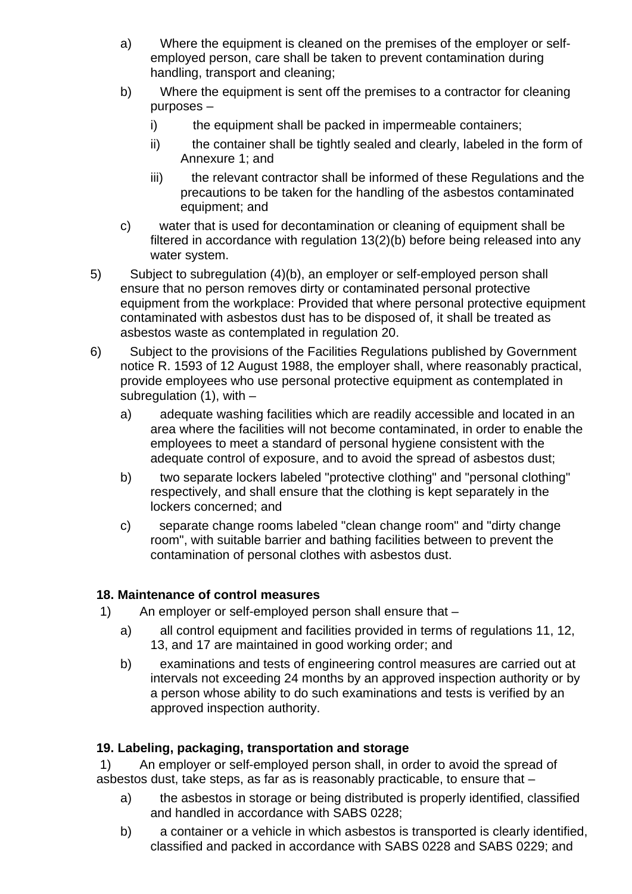a) Where the equipment is cleaned on the premises of the employer or self-employed person, care shall be taken to prevent contamination during handling, transport and cleaning;

b) Where the equipment is sent off the premises to a contractor for cleaning purposes –

   i) the equipment shall be packed in impermeable containers;

   ii) the container shall be tightly sealed and clearly, labeled in the form of Annexure 1; and

   iii) the relevant contractor shall be informed of these Regulations and the precautions to be taken for the handling of the asbestos contaminated equipment; and

c) water that is used for decontamination or cleaning of equipment shall be filtered in accordance with regulation 13(2)(b) before being released into any water system.

5) Subject to subregulation (4)(b), an employer or self-employed person shall ensure that no person removes dirty or contaminated personal protective equipment from the workplace: Provided that where personal protective equipment contaminated with asbestos dust has to be disposed of, it shall be treated as asbestos waste as contemplated in regulation 20.

6) Subject to the provisions of the Facilities Regulations published by Government notice R. 1593 of 12 August 1988, the employer shall, where reasonably practical, provide employees who use personal protective equipment as contemplated in subregulation (1), with –

a) adequate washing facilities which are readily accessible and located in an area where the facilities will not become contaminated, in order to enable the employees to meet a standard of personal hygiene consistent with the adequate control of exposure, and to avoid the spread of asbestos dust;

b) two separate lockers labeled "protective clothing" and "personal clothing" respectively, and shall ensure that the clothing is kept separately in the lockers concerned; and

c) separate change rooms labeled "clean change room" and "dirty change room", with suitable barrier and bathing facilities between to prevent the contamination of personal clothes with asbestos dust.

**18. Maintenance of control measures**

1) An employer or self-employed person shall ensure that –

a) all control equipment and facilities provided in terms of regulations 11, 12, 13, and 17 are maintained in good working order; and

b) examinations and tests of engineering control measures are carried out at intervals not exceeding 24 months by an approved inspection authority or by a person whose ability to do such examinations and tests is verified by an approved inspection authority.

**19. Labeling, packaging, transportation and storage**

1) An employer or self-employed person shall, in order to avoid the spread of asbestos dust, take steps, as far as is reasonably practicable, to ensure that –

a) the asbestos in storage or being distributed is properly identified, classified and handled in accordance with SABS 0228;

b) a container or a vehicle in which asbestos is transported is clearly identified, classified and packed in accordance with SABS 0228 and SABS 0229; and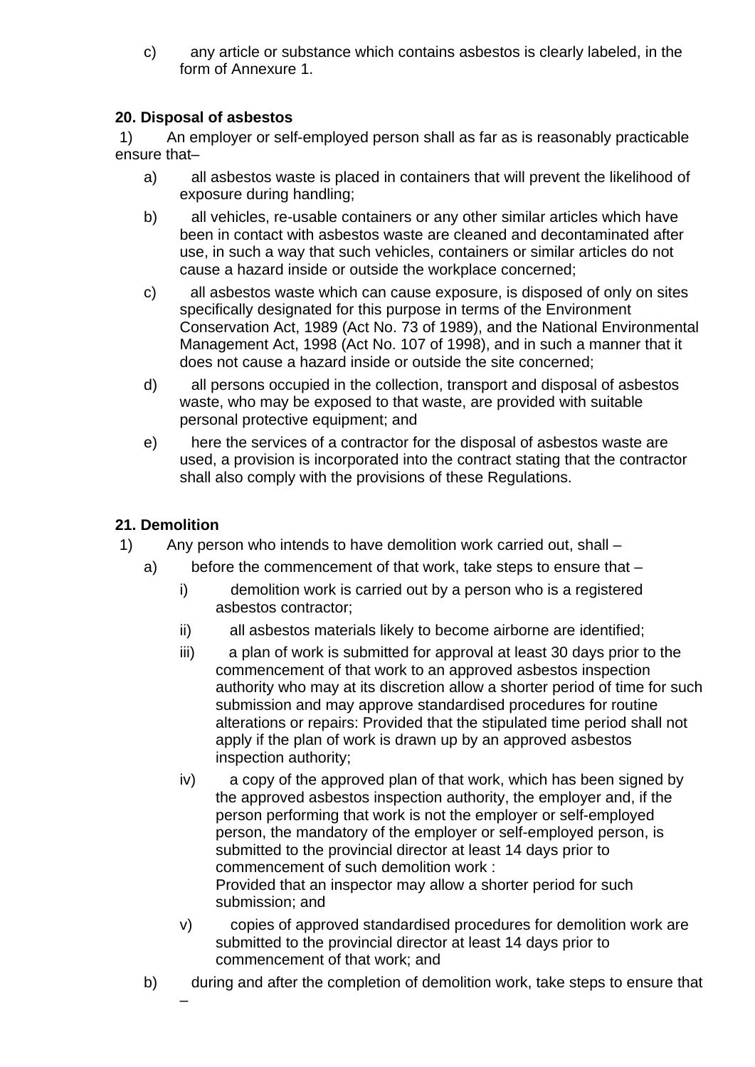c) any article or substance which contains asbestos is clearly labeled, in the form of Annexure 1.

**20. Disposal of asbestos**

1) An employer or self-employed person shall as far as is reasonably practicable ensure that–

a) all asbestos waste is placed in containers that will prevent the likelihood of exposure during handling;

b) all vehicles, re-usable containers or any other similar articles which have been in contact with asbestos waste are cleaned and decontaminated after use, in such a way that such vehicles, containers or similar articles do not cause a hazard inside or outside the workplace concerned;

c) all asbestos waste which can cause exposure, is disposed of only on sites specifically designated for this purpose in terms of the Environment Conservation Act, 1989 (Act No. 73 of 1989), and the National Environmental Management Act, 1998 (Act No. 107 of 1998), and in such a manner that it does not cause a hazard inside or outside the site concerned;

d) all persons occupied in the collection, transport and disposal of asbestos waste, who may be exposed to that waste, are provided with suitable personal protective equipment; and

e) here the services of a contractor for the disposal of asbestos waste are used, a provision is incorporated into the contract stating that the contractor shall also comply with the provisions of these Regulations.

**21. Demolition**

1) Any person who intends to have demolition work carried out, shall –

a) before the commencement of that work, take steps to ensure that –

i) demolition work is carried out by a person who is a registered asbestos contractor;

ii) all asbestos materials likely to become airborne are identified;

iii) a plan of work is submitted for approval at least 30 days prior to the commencement of that work to an approved asbestos inspection authority who may at its discretion allow a shorter period of time for such submission and may approve standardised procedures for routine alterations or repairs: Provided that the stipulated time period shall not apply if the plan of work is drawn up by an approved asbestos inspection authority;

iv) a copy of the approved plan of that work, which has been signed by the approved asbestos inspection authority, the employer and, if the person performing that work is not the employer or self-employed person, the mandatory of the employer or self-employed person, is submitted to the provincial director at least 14 days prior to commencement of such demolition work :
Provided that an inspector may allow a shorter period for such submission; and

v) copies of approved standardised procedures for demolition work are submitted to the provincial director at least 14 days prior to commencement of that work; and

b) during and after the completion of demolition work, take steps to ensure that –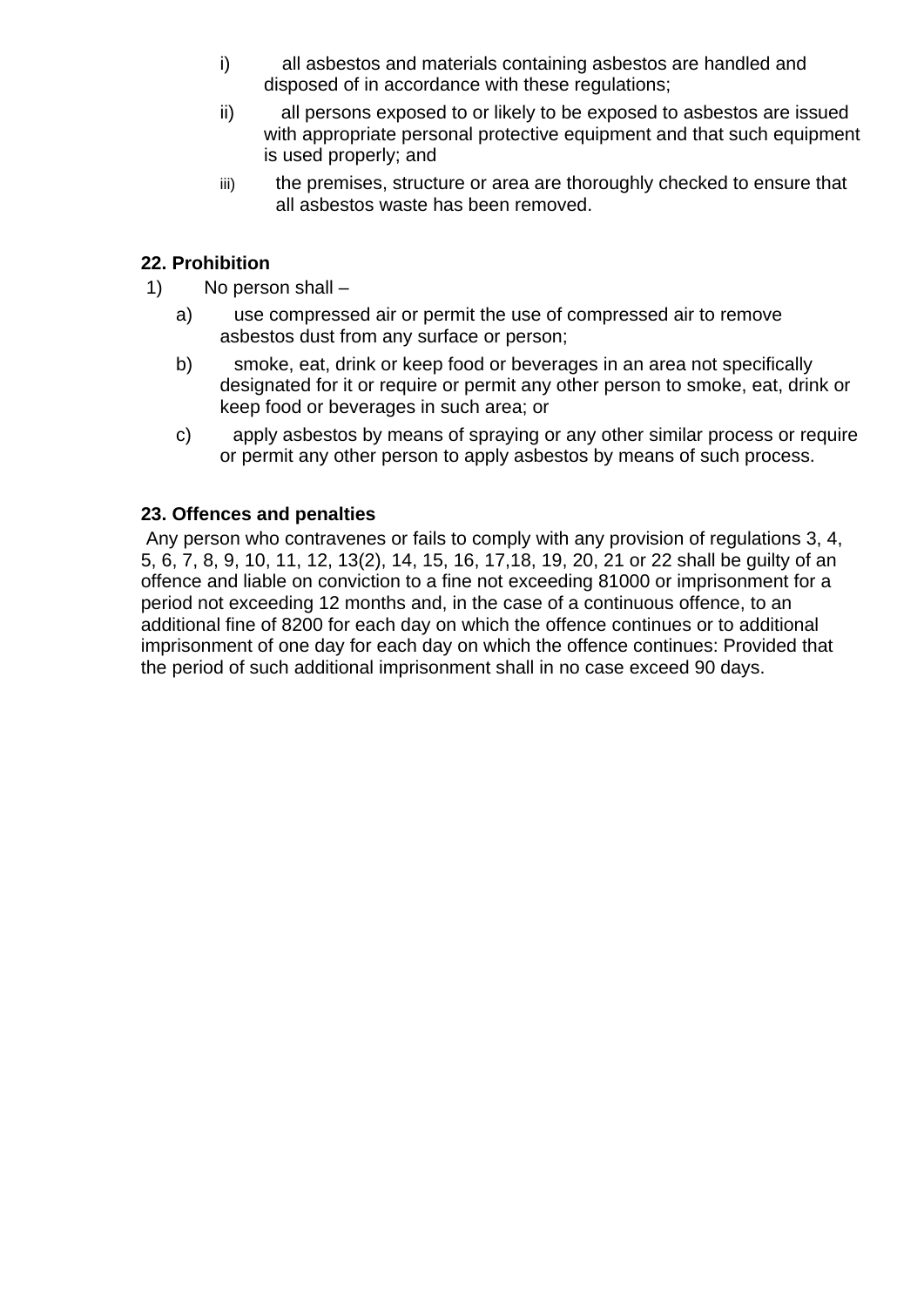i) all asbestos and materials containing asbestos are handled and disposed of in accordance with these regulations;

ii) all persons exposed to or likely to be exposed to asbestos are issued with appropriate personal protective equipment and that such equipment is used properly; and

iii) the premises, structure or area are thoroughly checked to ensure that all asbestos waste has been removed.

**22. Prohibition**

1) No person shall –

a) use compressed air or permit the use of compressed air to remove asbestos dust from any surface or person;

b) smoke, eat, drink or keep food or beverages in an area not specifically designated for it or require or permit any other person to smoke, eat, drink or keep food or beverages in such area; or

c) apply asbestos by means of spraying or any other similar process or require or permit any other person to apply asbestos by means of such process.

**23. Offences and penalties**

Any person who contravenes or fails to comply with any provision of regulations 3, 4, 5, 6, 7, 8, 9, 10, 11, 12, 13(2), 14, 15, 16, 17,18, 19, 20, 21 or 22 shall be guilty of an offence and liable on conviction to a fine not exceeding 81000 or imprisonment for a period not exceeding 12 months and, in the case of a continuous offence, to an additional fine of 8200 for each day on which the offence continues or to additional imprisonment of one day for each day on which the offence continues: Provided that the period of such additional imprisonment shall in no case exceed 90 days.